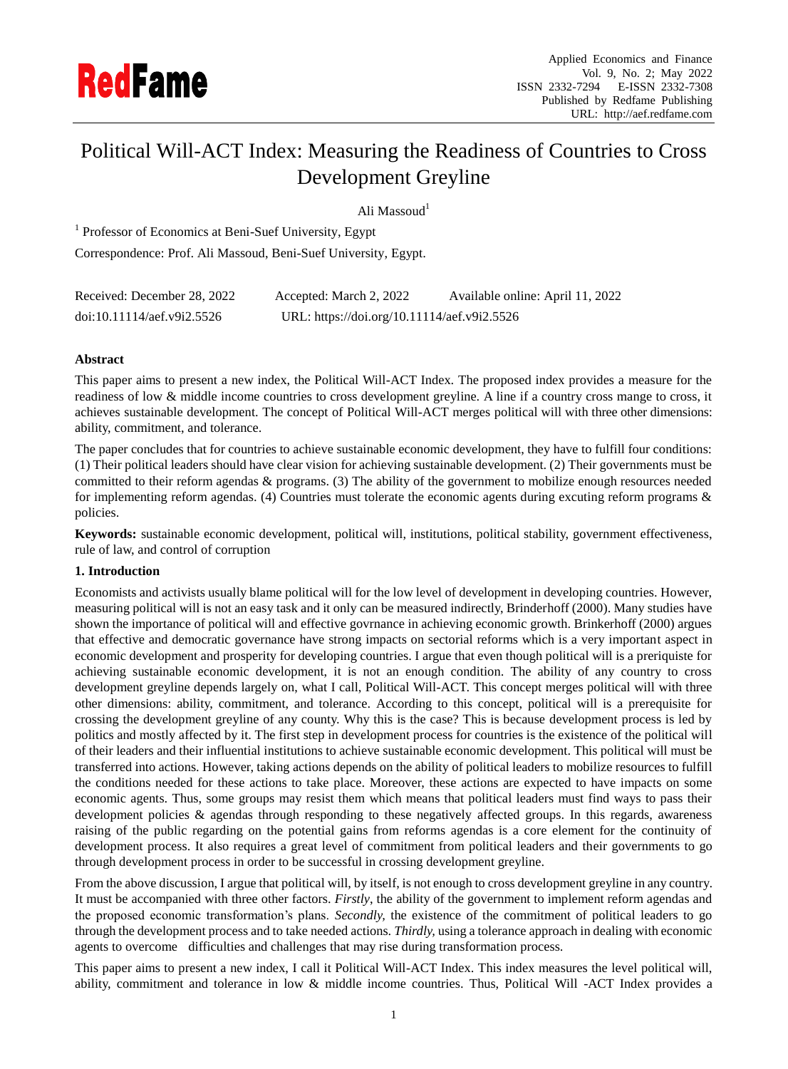# Political Will-ACT Index: Measuring the Readiness of Countries to Cross Development Greyline

Ali Massoud[1]

[1] Professor of Economics at Beni-Suef University, Egypt

Correspondence: Prof. Ali Massoud, Beni-Suef University, Egypt.

Received: December 28, 2022    Accepted: March 2, 2022    Available online: April 11, 2022

doi:10.11114/aef.v9i2.5526    URL: https://doi.org/10.11114/aef.v9i2.5526

## Abstract

This paper aims to present a new index, the Political Will-ACT Index. The proposed index provides a measure for the readiness of low & middle income countries to cross development greyline. A line if a country cross mange to cross, it achieves sustainable development. The concept of Political Will-ACT merges political will with three other dimensions: ability, commitment, and tolerance.

The paper concludes that for countries to achieve sustainable economic development, they have to fulfill four conditions: (1) Their political leaders should have clear vision for achieving sustainable development. (2) Their governments must be committed to their reform agendas & programs. (3) The ability of the government to mobilize enough resources needed for implementing reform agendas. (4) Countries must tolerate the economic agents during excuting reform programs & policies.

**Keywords:** sustainable economic development, political will, institutions, political stability, government effectiveness, rule of law, and control of corruption

## 1. Introduction

Economists and activists usually blame political will for the low level of development in developing countries. However, measuring political will is not an easy task and it only can be measured indirectly, Brinderhoff (2000). Many studies have shown the importance of political will and effective govrnance in achieving economic growth. Brinkerhoff (2000) argues that effective and democratic governance have strong impacts on sectorial reforms which is a very important aspect in economic development and prosperity for developing countries. I argue that even though political will is a preriquiste for achieving sustainable economic development, it is not an enough condition. The ability of any country to cross development greyline depends largely on, what I call, Political Will-ACT. This concept merges political will with three other dimensions: ability, commitment, and tolerance. According to this concept, political will is a prerequisite for crossing the development greyline of any county. Why this is the case? This is because development process is led by politics and mostly affected by it. The first step in development process for countries is the existence of the political will of their leaders and their influential institutions to achieve sustainable economic development. This political will must be transferred into actions. However, taking actions depends on the ability of political leaders to mobilize resources to fulfill the conditions needed for these actions to take place. Moreover, these actions are expected to have impacts on some economic agents. Thus, some groups may resist them which means that political leaders must find ways to pass their development policies & agendas through responding to these negatively affected groups. In this regards, awareness raising of the public regarding on the potential gains from reforms agendas is a core element for the continuity of development process. It also requires a great level of commitment from political leaders and their governments to go through development process in order to be successful in crossing development greyline.

From the above discussion, I argue that political will, by itself, is not enough to cross development greyline in any country. It must be accompanied with three other factors. *Firstly*, the ability of the government to implement reform agendas and the proposed economic transformation's plans. *Secondly*, the existence of the commitment of political leaders to go through the development process and to take needed actions. *Thirdly*, using a tolerance approach in dealing with economic agents to overcome difficulties and challenges that may rise during transformation process.

This paper aims to present a new index, I call it Political Will-ACT Index. This index measures the level political will, ability, commitment and tolerance in low & middle income countries. Thus, Political Will -ACT Index provides a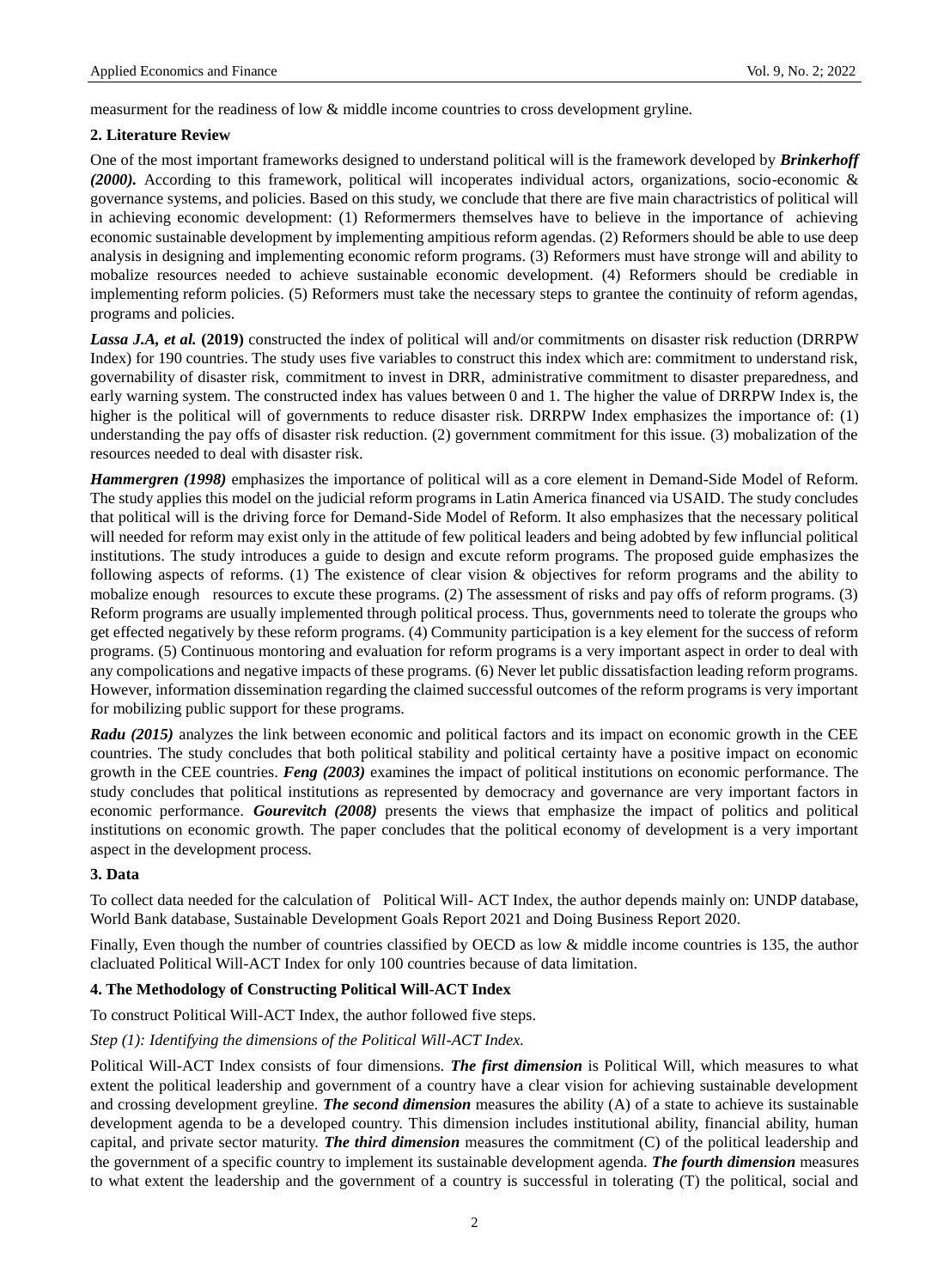measurment for the readiness of low & middle income countries to cross development gryline.

## 2. Literature Review

One of the most important frameworks designed to understand political will is the framework developed by ***Brinkerhoff (2000).*** According to this framework, political will incoperates individual actors, organizations, socio-economic & governance systems, and policies. Based on this study, we conclude that there are five main charactristics of political will in achieving economic development: (1) Reformermers themselves have to believe in the importance of achieving economic sustainable development by implementing ampitious reform agendas. (2) Reformers should be able to use deep analysis in designing and implementing economic reform programs. (3) Reformers must have stronge will and ability to mobalize resources needed to achieve sustainable economic development. (4) Reformers should be crediable in implementing reform policies. (5) Reformers must take the necessary steps to grantee the continuity of reform agendas, programs and policies.

***Lassa J.A, et al.*** **(2019)** constructed the index of political will and/or commitments on disaster risk reduction (DRRPW Index) for 190 countries. The study uses five variables to construct this index which are: commitment to understand risk, governability of disaster risk, commitment to invest in DRR, administrative commitment to disaster preparedness, and early warning system. The constructed index has values between 0 and 1. The higher the value of DRRPW Index is, the higher is the political will of governments to reduce disaster risk. DRRPW Index emphasizes the importance of: (1) understanding the pay offs of disaster risk reduction. (2) government commitment for this issue. (3) mobalization of the resources needed to deal with disaster risk.

***Hammergren (1998)*** emphasizes the importance of political will as a core element in Demand-Side Model of Reform. The study applies this model on the judicial reform programs in Latin America financed via USAID. The study concludes that political will is the driving force for Demand-Side Model of Reform. It also emphasizes that the necessary political will needed for reform may exist only in the attitude of few political leaders and being adobted by few influncial political institutions. The study introduces a guide to design and excute reform programs. The proposed guide emphasizes the following aspects of reforms. (1) The existence of clear vision & objectives for reform programs and the ability to mobalize enough resources to excute these programs. (2) The assessment of risks and pay offs of reform programs. (3) Reform programs are usually implemented through political process. Thus, governments need to tolerate the groups who get effected negatively by these reform programs. (4) Community participation is a key element for the success of reform programs. (5) Continuous montoring and evaluation for reform programs is a very important aspect in order to deal with any compolications and negative impacts of these programs. (6) Never let public dissatisfaction leading reform programs. However, information dissemination regarding the claimed successful outcomes of the reform programs is very important for mobilizing public support for these programs.

***Radu (2015)*** analyzes the link between economic and political factors and its impact on economic growth in the CEE countries. The study concludes that both political stability and political certainty have a positive impact on economic growth in the CEE countries. ***Feng (2003)*** examines the impact of political institutions on economic performance. The study concludes that political institutions as represented by democracy and governance are very important factors in economic performance. ***Gourevitch (2008)*** presents the views that emphasize the impact of politics and political institutions on economic growth. The paper concludes that the political economy of development is a very important aspect in the development process.

## 3. Data

To collect data needed for the calculation of Political Will- ACT Index, the author depends mainly on: UNDP database, World Bank database, Sustainable Development Goals Report 2021 and Doing Business Report 2020.

Finally, Even though the number of countries classified by OECD as low & middle income countries is 135, the author clacluated Political Will-ACT Index for only 100 countries because of data limitation.

## 4. The Methodology of Constructing Political Will-ACT Index

To construct Political Will-ACT Index, the author followed five steps.

*Step (1): Identifying the dimensions of the Political Will-ACT Index.*

Political Will-ACT Index consists of four dimensions. ***The first dimension*** is Political Will, which measures to what extent the political leadership and government of a country have a clear vision for achieving sustainable development and crossing development greyline. ***The second dimension*** measures the ability (A) of a state to achieve its sustainable development agenda to be a developed country. This dimension includes institutional ability, financial ability, human capital, and private sector maturity. ***The third dimension*** measures the commitment (C) of the political leadership and the government of a specific country to implement its sustainable development agenda. ***The fourth dimension*** measures to what extent the leadership and the government of a country is successful in tolerating (T) the political, social and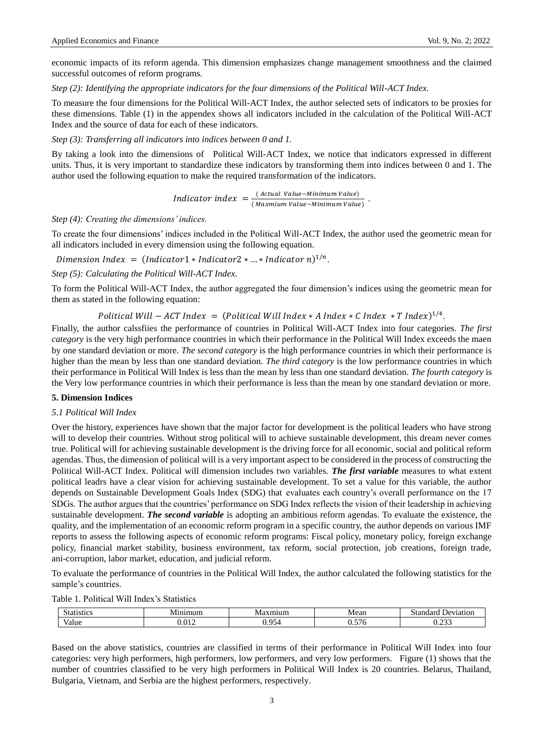economic impacts of its reform agenda. This dimension emphasizes change management smoothness and the claimed successful outcomes of reform programs.

*Step (2): Identifying the appropriate indicators for the four dimensions of the Political Will-ACT Index.*

To measure the four dimensions for the Political Will-ACT Index, the author selected sets of indicators to be proxies for these dimensions. Table (1) in the appendex shows all indicators included in the calculation of the Political Will-ACT Index and the source of data for each of these indicators.

*Step (3): Transferring all indicators into indices between 0 and 1.*

By taking a look into the dimensions of Political Will-ACT Index, we notice that indicators expressed in different units. Thus, it is very important to standardize these indicators by transforming them into indices between 0 and 1. The author used the following equation to make the required transformation of the indicators.

$$Indicator\ index\ = \frac{(Actual\ \ Value - Minimum\ Value)}{(Maxmium\ Value - Minimum\ Value)}\ .$$

*Step (4): Creating the dimensions' indices.*

To create the four dimensions' indices included in the Political Will-ACT Index, the author used the geometric mean for all indicators included in every dimension using the following equation.

$$Dimension\ Index\ = (Indicator1 * Indicator2 * ... * Indicator\ n)^{1/n}.$$

*Step (5): Calculating the Political Will-ACT Index.*

To form the Political Will-ACT Index, the author aggregated the four dimension's indices using the geometric mean for them as stated in the following equation:

$$Political\ Will - ACT\ Index\ = (Political\ Will\ Index * A\ Index * C\ Index\ * T\ Index)^{1/4}.$$

Finally, the author calssfiies the performance of countries in Political Will-ACT Index into four categories. *The first category* is the very high performance countries in which their performance in the Political Will Index exceeds the maen by one standard deviation or more. *The second category* is the high performance countries in which their performance is higher than the mean by less than one standard deviation. *The third category* is the low performance countries in which their performance in Political Will Index is less than the mean by less than one standard deviation. *The fourth category* is the Very low performance countries in which their performance is less than the mean by one standard deviation or more.

## 5. Dimension Indices

### 5.1 Political Will Index

Over the history, experiences have shown that the major factor for development is the political leaders who have strong will to develop their countries. Without strog political will to achieve sustainable development, this dream never comes true. Political will for achieving sustainable development is the driving force for all economic, social and political reform agendas. Thus, the dimension of political will is a very important aspect to be considered in the process of constructing the Political Will-ACT Index. Political will dimension includes two variables. ***The first variable*** measures to what extent political leadrs have a clear vision for achieving sustainable development. To set a value for this variable, the author depends on Sustainable Development Goals Index (SDG) that evaluates each country's overall performance on the 17 SDGs. The author argues that the countries' performance on SDG Index reflects the vision of their leadership in achieving sustainable development. ***The second variable*** is adopting an ambitious reform agendas. To evaluate the existence, the quality, and the implementation of an economic reform program in a specific country, the author depends on various IMF reports to assess the following aspects of economic reform programs: Fiscal policy, monetary policy, foreign exchange policy, financial market stability, business environment, tax reform, social protection, job creations, foreign trade, ani-corruption, labor market, education, and judicial reform.

To evaluate the performance of countries in the Political Will Index, the author calculated the following statistics for the sample's countries.

Table 1. Political Will Index's Statistics

| Statistics | Minimum | Maxmium | Mean | Standard Deviation |
|---|---|---|---|---|
| Value | 0.012 | 0.954 | 0.576 | 0.233 |

Based on the above statistics, countries are classified in terms of their performance in Political Will Index into four categories: very high performers, high performers, low performers, and very low performers. Figure (1) shows that the number of countries classified to be very high performers in Political Will Index is 20 countries. Belarus, Thailand, Bulgaria, Vietnam, and Serbia are the highest performers, respectively.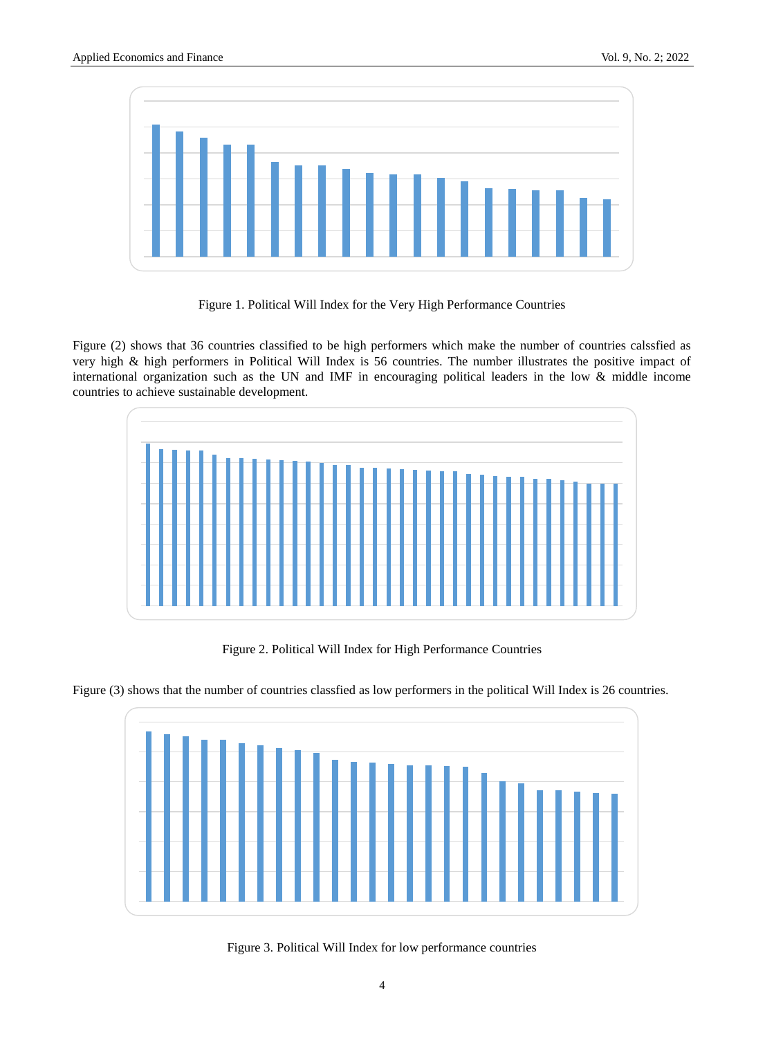Figure 1. Political Will Index for the Very High Performance Countries

Figure (2) shows that 36 countries classified to be high performers which make the number of countries calssfied as very high & high performers in Political Will Index is 56 countries. The number illustrates the positive impact of international organization such as the UN and IMF in encouraging political leaders in the low & middle income countries to achieve sustainable development.

Figure 2. Political Will Index for High Performance Countries

Figure (3) shows that the number of countries classfied as low performers in the political Will Index is 26 countries.

Figure 3. Political Will Index for low performance countries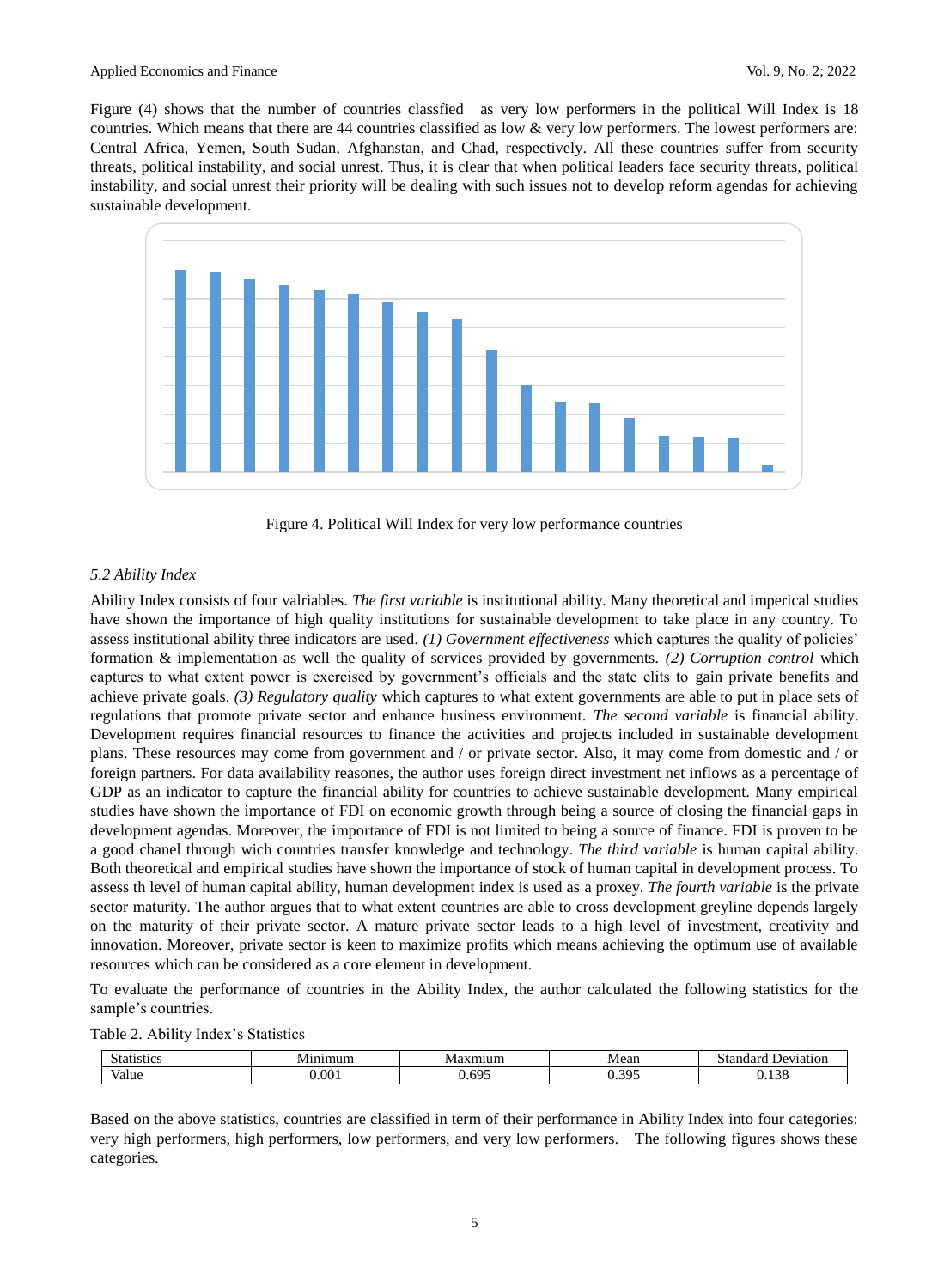Figure (4) shows that the number of countries classfied as very low performers in the political Will Index is 18 countries. Which means that there are 44 countries classified as low & very low performers. The lowest performers are: Central Africa, Yemen, South Sudan, Afghanstan, and Chad, respectively. All these countries suffer from security threats, political instability, and social unrest. Thus, it is clear that when political leaders face security threats, political instability, and social unrest their priority will be dealing with such issues not to develop reform agendas for achieving sustainable development.

Figure 4. Political Will Index for very low performance countries

### 5.2 Ability Index

Ability Index consists of four valriables. *The first variable* is institutional ability. Many theoretical and imperical studies have shown the importance of high quality institutions for sustainable development to take place in any country. To assess institutional ability three indicators are used. *(1) Government effectiveness* which captures the quality of policies' formation & implementation as well the quality of services provided by governments. *(2) Corruption control* which captures to what extent power is exercised by government's officials and the state elits to gain private benefits and achieve private goals. *(3) Regulatory quality* which captures to what extent governments are able to put in place sets of regulations that promote private sector and enhance business environment. *The second variable* is financial ability. Development requires financial resources to finance the activities and projects included in sustainable development plans. These resources may come from government and / or private sector. Also, it may come from domestic and / or foreign partners. For data availability reasones, the author uses foreign direct investment net inflows as a percentage of GDP as an indicator to capture the financial ability for countries to achieve sustainable development. Many empirical studies have shown the importance of FDI on economic growth through being a source of closing the financial gaps in development agendas. Moreover, the importance of FDI is not limited to being a source of finance. FDI is proven to be a good chanel through wich countries transfer knowledge and technology. *The third variable* is human capital ability. Both theoretical and empirical studies have shown the importance of stock of human capital in development process. To assess th level of human capital ability, human development index is used as a proxey. *The fourth variable* is the private sector maturity. The author argues that to what extent countries are able to cross development greyline depends largely on the maturity of their private sector. A mature private sector leads to a high level of investment, creativity and innovation. Moreover, private sector is keen to maximize profits which means achieving the optimum use of available resources which can be considered as a core element in development.

To evaluate the performance of countries in the Ability Index, the author calculated the following statistics for the sample's countries.

Table 2. Ability Index's Statistics

| Statistics | Minimum | Maxmium | Mean | Standard Deviation |
|---|---|---|---|---|
| Value | 0.001 | 0.695 | 0.395 | 0.138 |

Based on the above statistics, countries are classified in term of their performance in Ability Index into four categories: very high performers, high performers, low performers, and very low performers. The following figures shows these categories.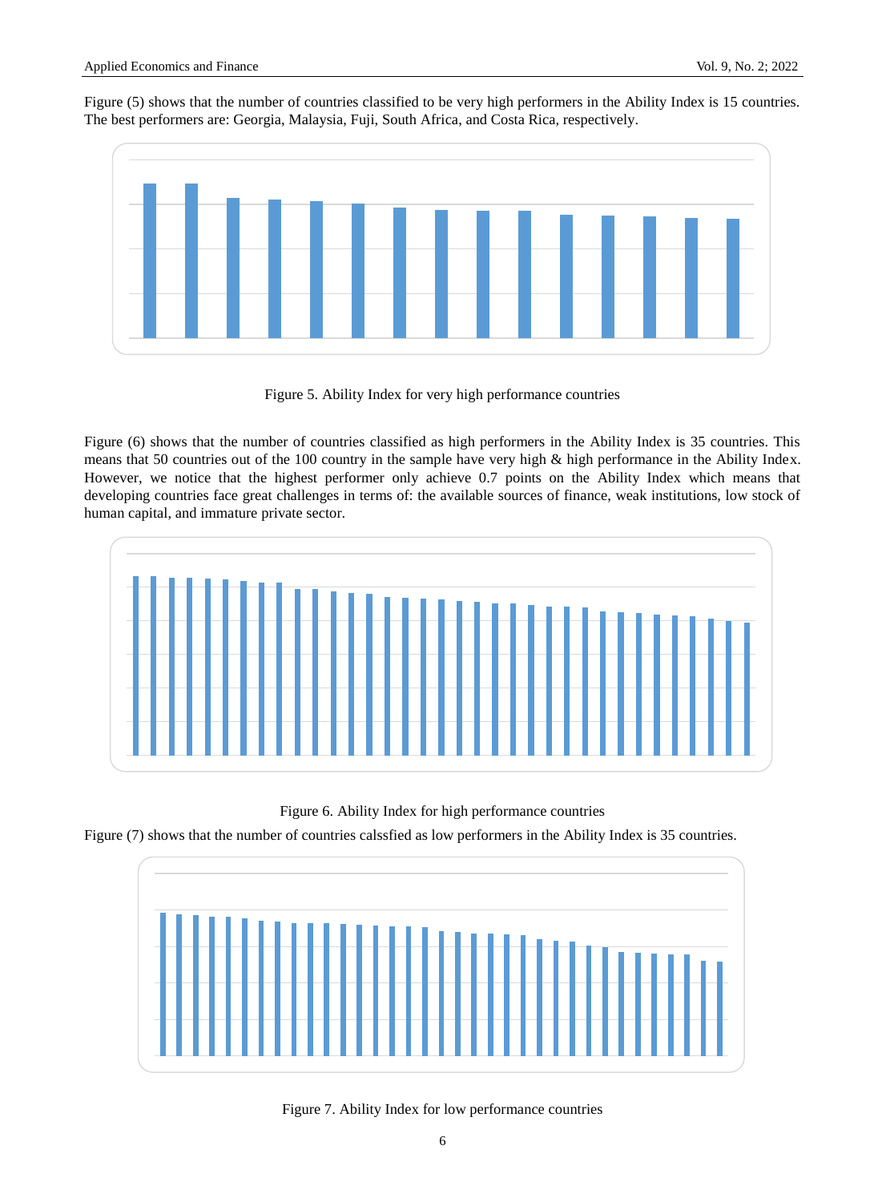Figure (5) shows that the number of countries classified to be very high performers in the Ability Index is 15 countries. The best performers are: Georgia, Malaysia, Fuji, South Africa, and Costa Rica, respectively.

Figure 5. Ability Index for very high performance countries

Figure (6) shows that the number of countries classified as high performers in the Ability Index is 35 countries. This means that 50 countries out of the 100 country in the sample have very high & high performance in the Ability Index. However, we notice that the highest performer only achieve 0.7 points on the Ability Index which means that developing countries face great challenges in terms of: the available sources of finance, weak institutions, low stock of human capital, and immature private sector.

Figure 6. Ability Index for high performance countries

Figure (7) shows that the number of countries calssfied as low performers in the Ability Index is 35 countries.

Figure 7. Ability Index for low performance countries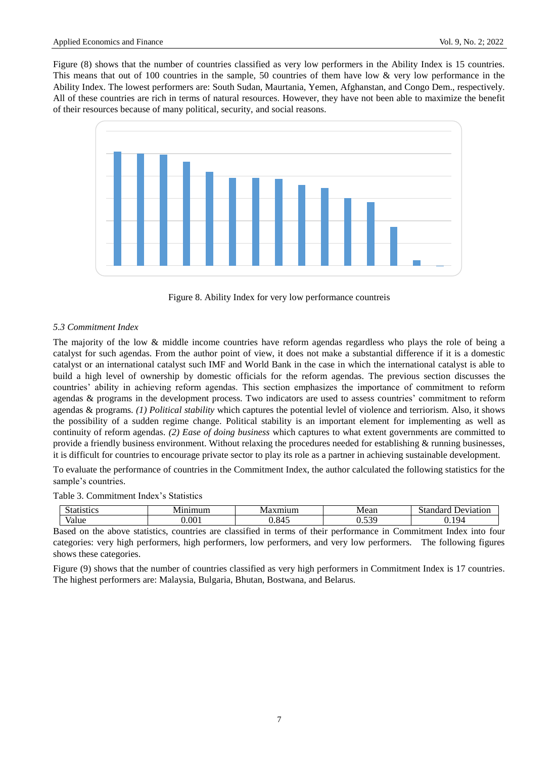Figure (8) shows that the number of countries classified as very low performers in the Ability Index is 15 countries. This means that out of 100 countries in the sample, 50 countries of them have low & very low performance in the Ability Index. The lowest performers are: South Sudan, Maurtania, Yemen, Afghanstan, and Congo Dem., respectively. All of these countries are rich in terms of natural resources. However, they have not been able to maximize the benefit of their resources because of many political, security, and social reasons.

Figure 8. Ability Index for very low performance countreis

### 5.3 Commitment Index

The majority of the low & middle income countries have reform agendas regardless who plays the role of being a catalyst for such agendas. From the author point of view, it does not make a substantial difference if it is a domestic catalyst or an international catalyst such IMF and World Bank in the case in which the international catalyst is able to build a high level of ownership by domestic officials for the reform agendas. The previous section discusses the countries' ability in achieving reform agendas. This section emphasizes the importance of commitment to reform agendas & programs in the development process. Two indicators are used to assess countries' commitment to reform agendas & programs. *(1) Political stability* which captures the potential levlel of violence and terriorism. Also, it shows the possibility of a sudden regime change. Political stability is an important element for implementing as well as continuity of reform agendas. *(2) Ease of doing business* which captures to what extent governments are committed to provide a friendly business environment. Without relaxing the procedures needed for establishing & running businesses, it is difficult for countries to encourage private sector to play its role as a partner in achieving sustainable development.

To evaluate the performance of countries in the Commitment Index, the author calculated the following statistics for the sample's countries.

Table 3. Commitment Index's Statistics

| Statistics | Minimum | Maxmium | Mean | Standard Deviation |
|---|---|---|---|---|
| Value | 0.001 | 0.845 | 0.539 | 0.194 |

Based on the above statistics, countries are classified in terms of their performance in Commitment Index into four categories: very high performers, high performers, low performers, and very low performers. The following figures shows these categories.

Figure (9) shows that the number of countries classified as very high performers in Commitment Index is 17 countries. The highest performers are: Malaysia, Bulgaria, Bhutan, Bostwana, and Belarus.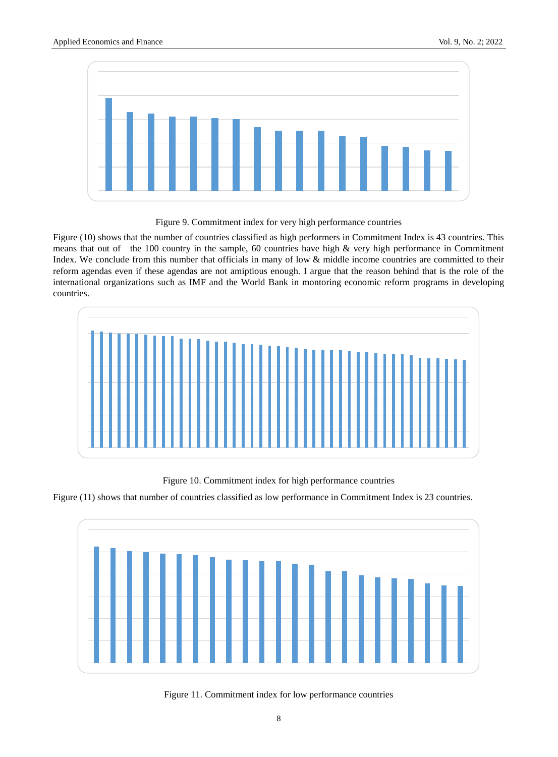Figure 9. Commitment index for very high performance countries

Figure (10) shows that the number of countries classified as high performers in Commitment Index is 43 countries. This means that out of the 100 country in the sample, 60 countries have high & very high performance in Commitment Index. We conclude from this number that officials in many of low & middle income countries are committed to their reform agendas even if these agendas are not amiptious enough. I argue that the reason behind that is the role of the international organizations such as IMF and the World Bank in montoring economic reform programs in developing countries.

Figure 10. Commitment index for high performance countries

Figure (11) shows that number of countries classified as low performance in Commitment Index is 23 countries.

Figure 11. Commitment index for low performance countries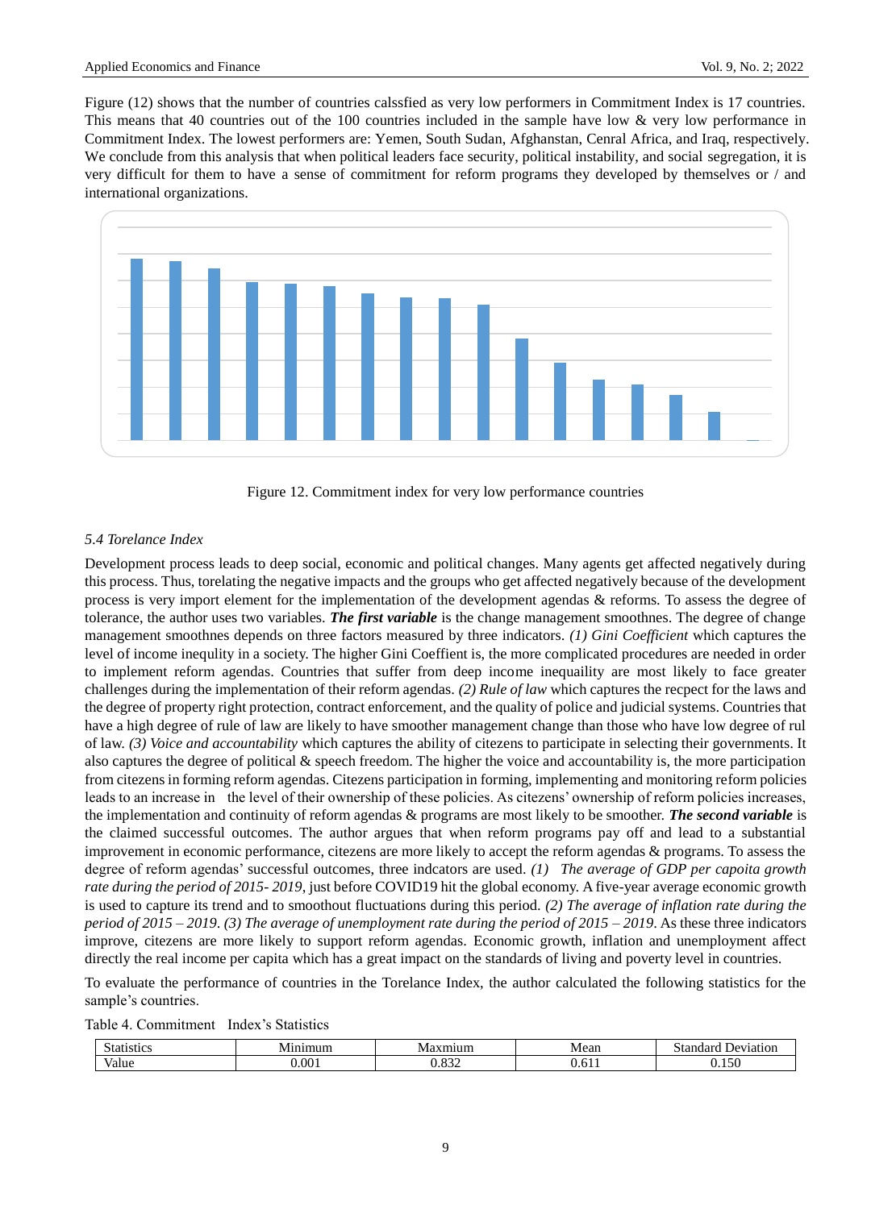Figure (12) shows that the number of countries calssfied as very low performers in Commitment Index is 17 countries. This means that 40 countries out of the 100 countries included in the sample have low & very low performance in Commitment Index. The lowest performers are: Yemen, South Sudan, Afghanstan, Cenral Africa, and Iraq, respectively. We conclude from this analysis that when political leaders face security, political instability, and social segregation, it is very difficult for them to have a sense of commitment for reform programs they developed by themselves or / and international organizations.

Figure 12. Commitment index for very low performance countries

### 5.4 Torelance Index

Development process leads to deep social, economic and political changes. Many agents get affected negatively during this process. Thus, torelating the negative impacts and the groups who get affected negatively because of the development process is very import element for the implementation of the development agendas & reforms. To assess the degree of tolerance, the author uses two variables. ***The first variable*** is the change management smoothnes. The degree of change management smoothnes depends on three factors measured by three indicators. *(1) Gini Coefficient* which captures the level of income inequlity in a society. The higher Gini Coeffient is, the more complicated procedures are needed in order to implement reform agendas. Countries that suffer from deep income inequaility are most likely to face greater challenges during the implementation of their reform agendas. *(2) Rule of law* which captures the recpect for the laws and the degree of property right protection, contract enforcement, and the quality of police and judicial systems. Countries that have a high degree of rule of law are likely to have smoother management change than those who have low degree of rul of law. *(3) Voice and accountability* which captures the ability of citezens to participate in selecting their governments. It also captures the degree of political & speech freedom. The higher the voice and accountability is, the more participation from citezens in forming reform agendas. Citezens participation in forming, implementing and monitoring reform policies leads to an increase in the level of their ownership of these policies. As citezens' ownership of reform policies increases, the implementation and continuity of reform agendas & programs are most likely to be smoother. ***The second variable*** is the claimed successful outcomes. The author argues that when reform programs pay off and lead to a substantial improvement in economic performance, citezens are more likely to accept the reform agendas & programs. To assess the degree of reform agendas' successful outcomes, three indcators are used. *(1) The average of GDP per capoita growth rate during the period of 2015- 2019*, just before COVID19 hit the global economy. A five-year average economic growth is used to capture its trend and to smoothout fluctuations during this period. *(2) The average of inflation rate during the period of 2015 – 2019*. *(3) The average of unemployment rate during the period of 2015 – 2019*. As these three indicators improve, citezens are more likely to support reform agendas. Economic growth, inflation and unemployment affect directly the real income per capita which has a great impact on the standards of living and poverty level in countries.

To evaluate the performance of countries in the Torelance Index, the author calculated the following statistics for the sample's countries.

Table 4. Commitment Index's Statistics

| Statistics | Minimum | Maxmium | Mean | Standard Deviation |
|---|---|---|---|---|
| Value | 0.001 | 0.832 | 0.611 | 0.150 |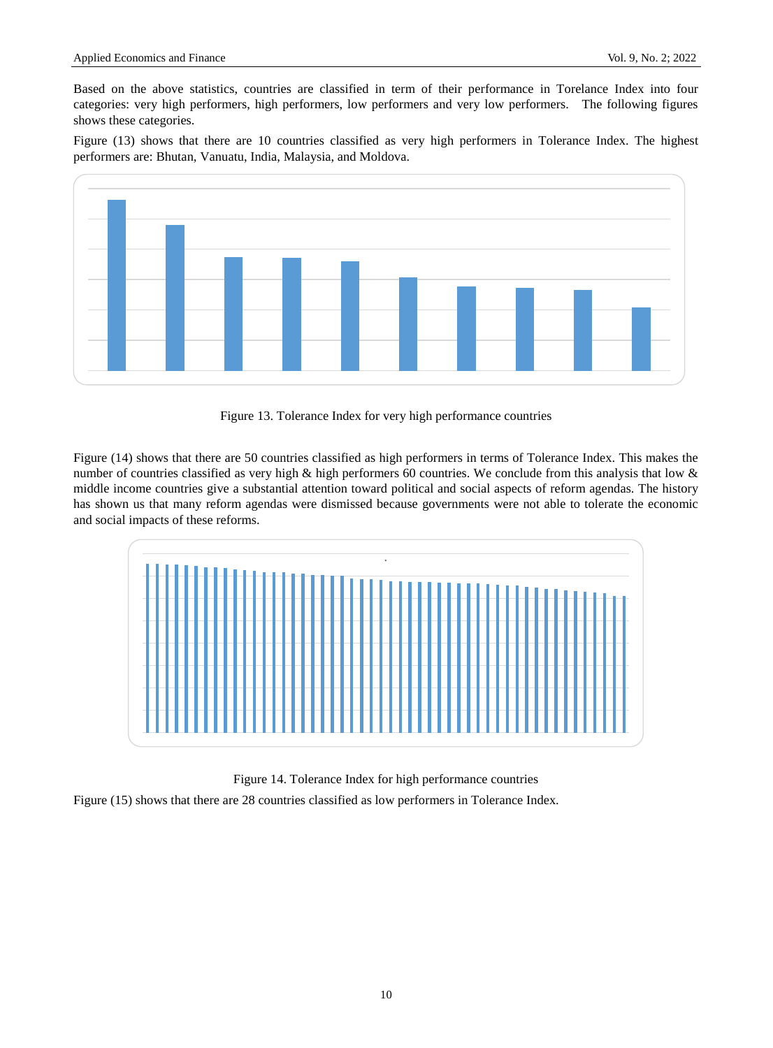Based on the above statistics, countries are classified in term of their performance in Torelance Index into four categories: very high performers, high performers, low performers and very low performers. The following figures shows these categories.

Figure (13) shows that there are 10 countries classified as very high performers in Tolerance Index. The highest performers are: Bhutan, Vanuatu, India, Malaysia, and Moldova.

Figure 13. Tolerance Index for very high performance countries

Figure (14) shows that there are 50 countries classified as high performers in terms of Tolerance Index. This makes the number of countries classified as very high & high performers 60 countries. We conclude from this analysis that low & middle income countries give a substantial attention toward political and social aspects of reform agendas. The history has shown us that many reform agendas were dismissed because governments were not able to tolerate the economic and social impacts of these reforms.

Figure 14. Tolerance Index for high performance countries

Figure (15) shows that there are 28 countries classified as low performers in Tolerance Index.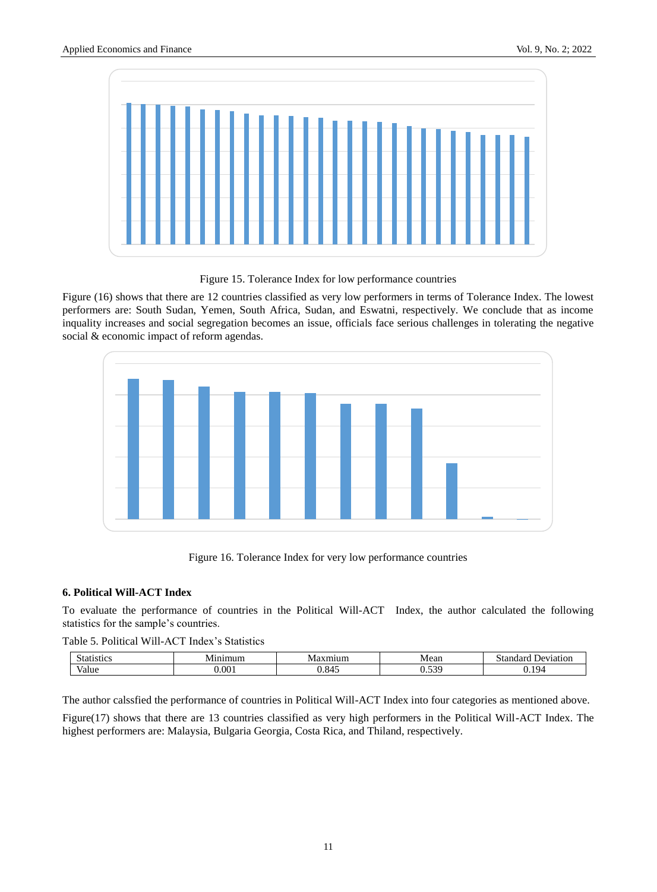Figure 15. Tolerance Index for low performance countries

Figure (16) shows that there are 12 countries classified as very low performers in terms of Tolerance Index. The lowest performers are: South Sudan, Yemen, South Africa, Sudan, and Eswatni, respectively. We conclude that as income inquality increases and social segregation becomes an issue, officials face serious challenges in tolerating the negative social & economic impact of reform agendas.

Figure 16. Tolerance Index for very low performance countries

### 6. Political Will-ACT Index

To evaluate the performance of countries in the Political Will-ACT Index, the author calculated the following statistics for the sample's countries.

Table 5. Political Will-ACT Index's Statistics

| Statistics | Minimum | Maxmium | Mean | Standard Deviation |
|---|---|---|---|---|
| Value | 0.001 | 0.845 | 0.539 | 0.194 |

The author calssfied the performance of countries in Political Will-ACT Index into four categories as mentioned above.

Figure(17) shows that there are 13 countries classified as very high performers in the Political Will-ACT Index. The highest performers are: Malaysia, Bulgaria Georgia, Costa Rica, and Thiland, respectively.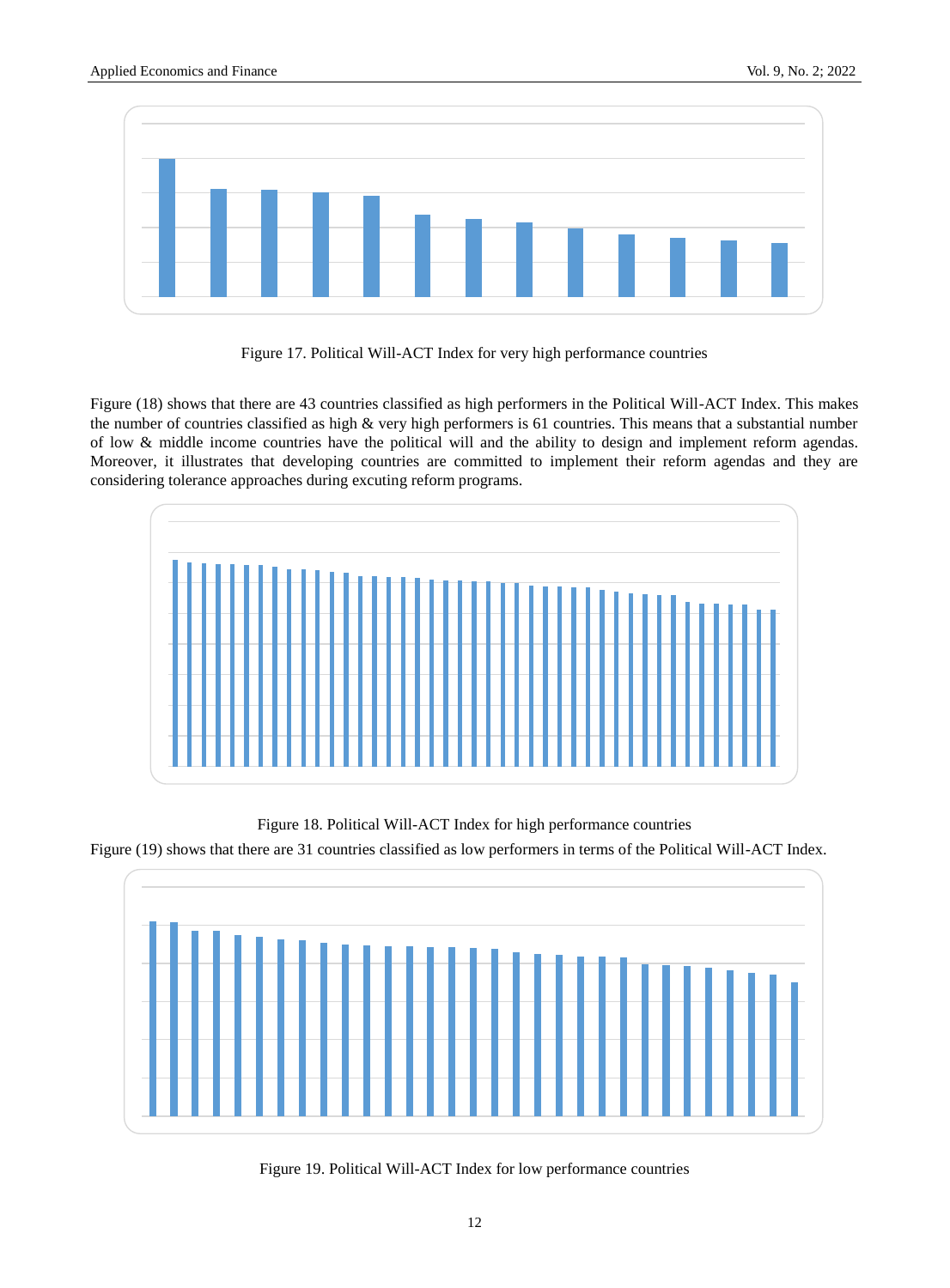Figure 17. Political Will-ACT Index for very high performance countries

Figure (18) shows that there are 43 countries classified as high performers in the Political Will-ACT Index. This makes the number of countries classified as high & very high performers is 61 countries. This means that a substantial number of low & middle income countries have the political will and the ability to design and implement reform agendas. Moreover, it illustrates that developing countries are committed to implement their reform agendas and they are considering tolerance approaches during excuting reform programs.

Figure 18. Political Will-ACT Index for high performance countries

Figure (19) shows that there are 31 countries classified as low performers in terms of the Political Will-ACT Index.

Figure 19. Political Will-ACT Index for low performance countries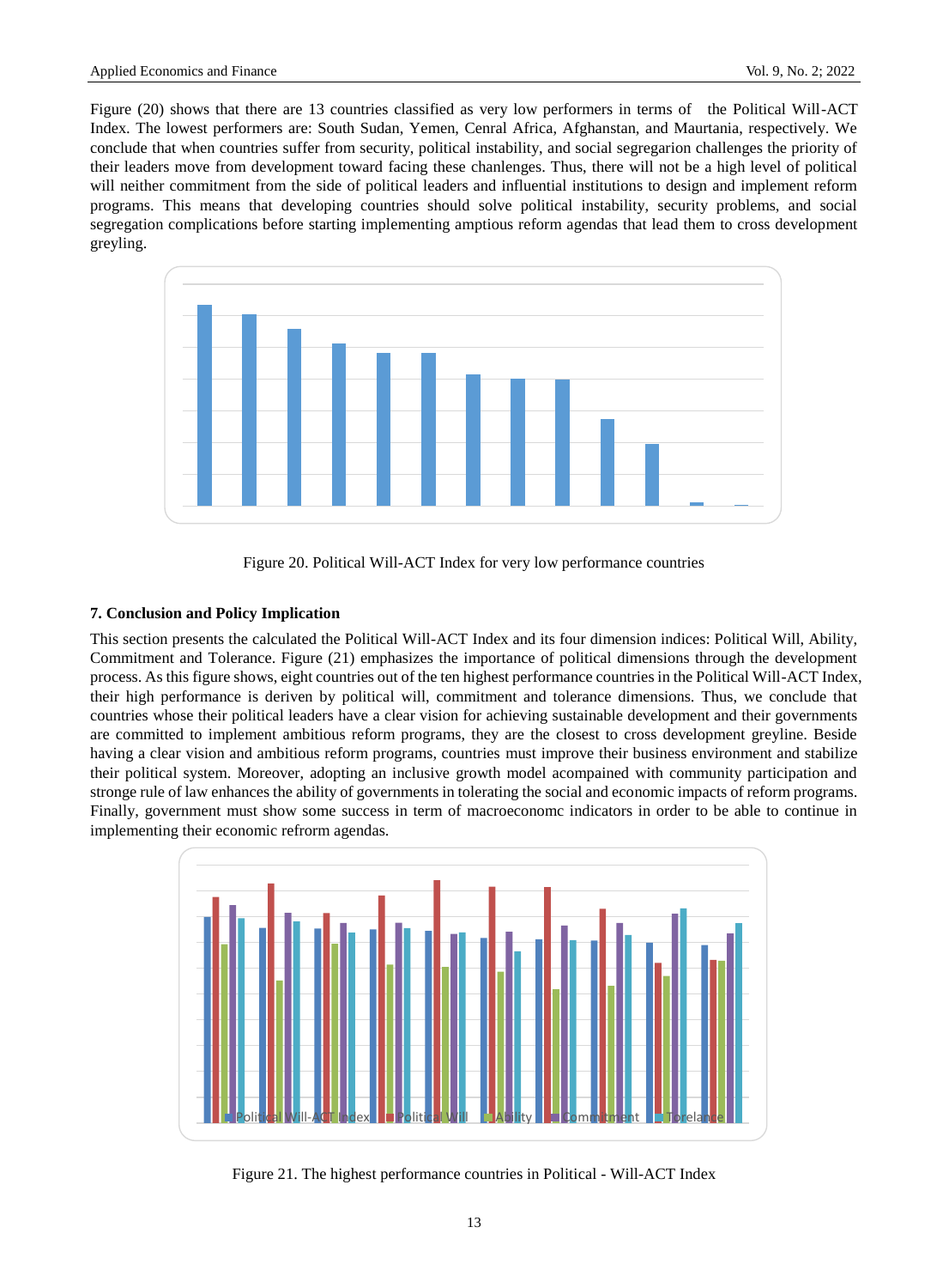Figure (20) shows that there are 13 countries classified as very low performers in terms of the Political Will-ACT Index. The lowest performers are: South Sudan, Yemen, Cenral Africa, Afghanstan, and Maurtania, respectively. We conclude that when countries suffer from security, political instability, and social segregarion challenges the priority of their leaders move from development toward facing these chanlenges. Thus, there will not be a high level of political will neither commitment from the side of political leaders and influential institutions to design and implement reform programs. This means that developing countries should solve political instability, security problems, and social segregation complications before starting implementing amptious reform agendas that lead them to cross development greyling.

Figure 20. Political Will-ACT Index for very low performance countries

## 7. Conclusion and Policy Implication

This section presents the calculated the Political Will-ACT Index and its four dimension indices: Political Will, Ability, Commitment and Tolerance. Figure (21) emphasizes the importance of political dimensions through the development process. As this figure shows, eight countries out of the ten highest performance countries in the Political Will-ACT Index, their high performance is deriven by political will, commitment and tolerance dimensions. Thus, we conclude that countries whose their political leaders have a clear vision for achieving sustainable development and their governments are committed to implement ambitious reform programs, they are the closest to cross development greyline. Beside having a clear vision and ambitious reform programs, countries must improve their business environment and stabilize their political system. Moreover, adopting an inclusive growth model acompained with community participation and stronge rule of law enhances the ability of governments in tolerating the social and economic impacts of reform programs. Finally, government must show some success in term of macroeconomc indicators in order to be able to continue in implementing their economic refrorm agendas.

Figure 21. The highest performance countries in Political - Will-ACT Index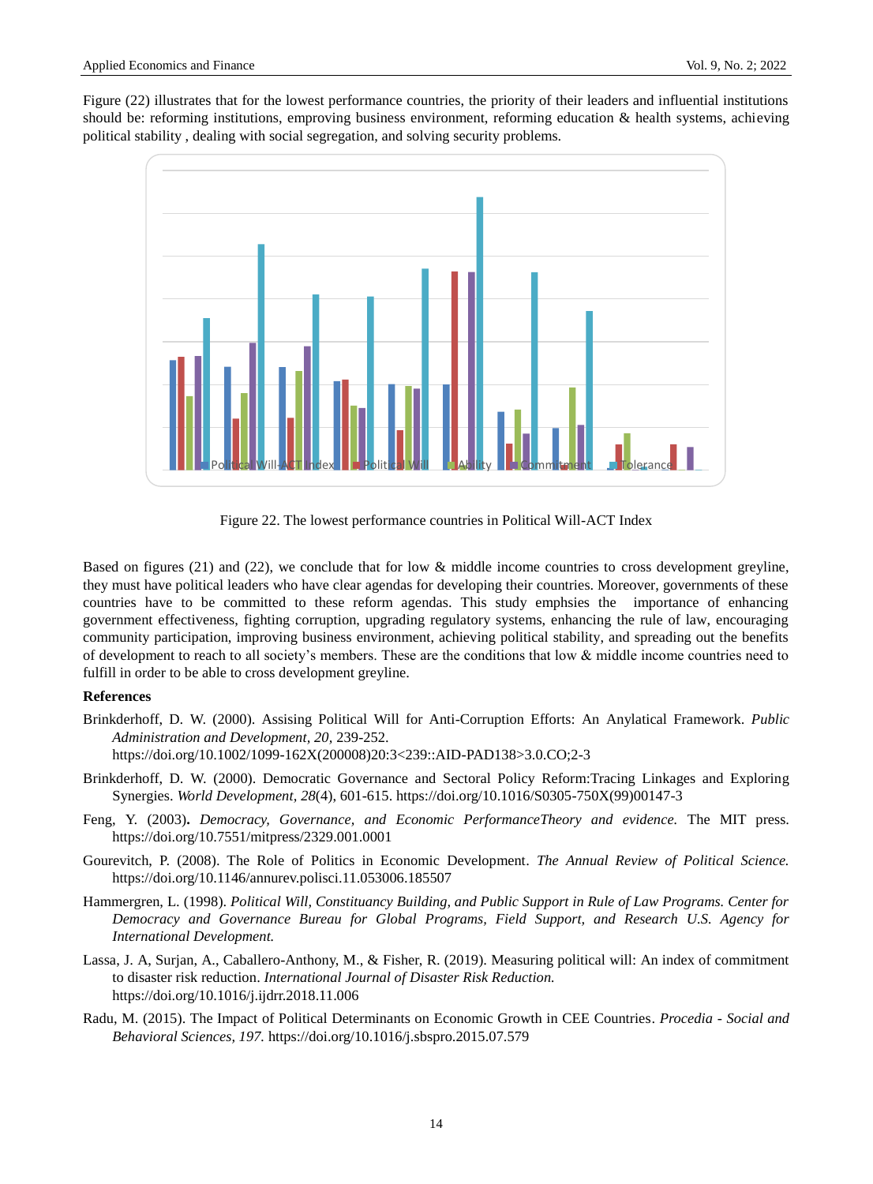Figure (22) illustrates that for the lowest performance countries, the priority of their leaders and influential institutions should be: reforming institutions, improving business environment, reforming education & health systems, achieving political stability , dealing with social segregation, and solving security problems.

Figure 22. The lowest performance countries in Political Will-ACT Index

Based on figures (21) and (22), we conclude that for low & middle income countries to cross development greyline, they must have political leaders who have clear agendas for developing their countries. Moreover, governments of these countries have to be committed to these reform agendas. This study emphsies the importance of enhancing government effectiveness, fighting corruption, upgrading regulatory systems, enhancing the rule of law, encouraging community participation, improving business environment, achieving political stability, and spreading out the benefits of development to reach to all society's members. These are the conditions that low & middle income countries need to fulfill in order to be able to cross development greyline.

**References**

Brinkderhoff, D. W. (2000). Assising Political Will for Anti-Corruption Efforts: An Anylatical Framework. *Public Administration and Development*, *20*, 239-252. https://doi.org/10.1002/1099-162X(200008)20:3<239::AID-PAD138>3.0.CO;2-3

Brinkderhoff, D. W. (2000). Democratic Governance and Sectoral Policy Reform:Tracing Linkages and Exploring Synergies. *World Development*, *28*(4), 601-615. https://doi.org/10.1016/S0305-750X(99)00147-3

Feng, Y. (2003). *Democracy, Governance, and Economic PerformanceTheory and evidence.* The MIT press. https://doi.org/10.7551/mitpress/2329.001.0001

Gourevitch, P. (2008). The Role of Politics in Economic Development. *The Annual Review of Political Science.* https://doi.org/10.1146/annurev.polisci.11.053006.185507

Hammergren, L. (1998). *Political Will, Constituancy Building, and Public Support in Rule of Law Programs. Center for Democracy and Governance Bureau for Global Programs, Field Support, and Research U.S. Agency for International Development.*

Lassa, J. A, Surjan, A., Caballero-Anthony, M., & Fisher, R. (2019). Measuring political will: An index of commitment to disaster risk reduction. *International Journal of Disaster Risk Reduction.* https://doi.org/10.1016/j.ijdrr.2018.11.006

Radu, M. (2015). The Impact of Political Determinants on Economic Growth in CEE Countries. *Procedia - Social and Behavioral Sciences, 197.* https://doi.org/10.1016/j.sbspro.2015.07.579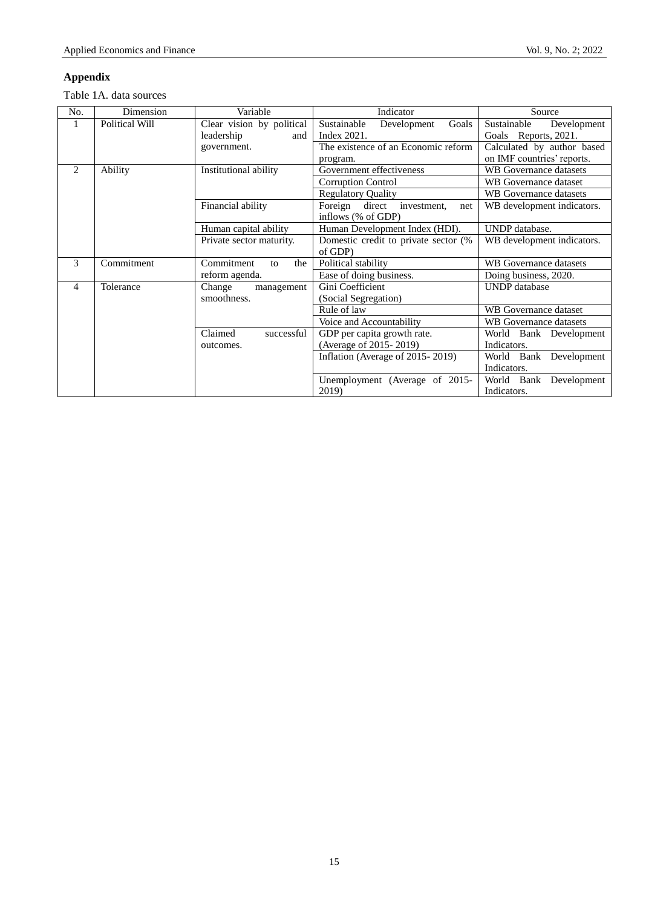## Appendix

Table 1A. data sources

| No. | Dimension | Variable | Indicator | Source |
|---|---|---|---|---|
| 1 | Political Will | Clear vision by political leadership and government. | Sustainable Development Goals Index 2021. | Sustainable Development Goals Reports, 2021. |
| | | | The existence of an Economic reform program. | Calculated by author based on IMF countries' reports. |
| 2 | Ability | Institutional ability | Government effectiveness | WB Governance datasets |
| | | | Corruption Control | WB Governance dataset |
| | | | Regulatory Quality | WB Governance datasets |
| | | Financial ability | Foreign direct investment, net inflows (% of GDP) | WB development indicators. |
| | | Human capital ability | Human Development Index (HDI). | UNDP database. |
| | | Private sector maturity. | Domestic credit to private sector (% of GDP) | WB development indicators. |
| 3 | Commitment | Commitment to the reform agenda. | Political stability | WB Governance datasets |
| | | | Ease of doing business. | Doing business, 2020. |
| 4 | Tolerance | Change management smoothness. | Gini Coefficient (Social Segregation) | UNDP database |
| | | | Rule of law | WB Governance dataset |
| | | | Voice and Accountability | WB Governance datasets |
| | | Claimed successful outcomes. | GDP per capita growth rate. (Average of 2015- 2019) | World Bank Development Indicators. |
| | | | Inflation (Average of 2015- 2019) | World Bank Development Indicators. |
| | | | Unemployment (Average of 2015- 2019) | World Bank Development Indicators. |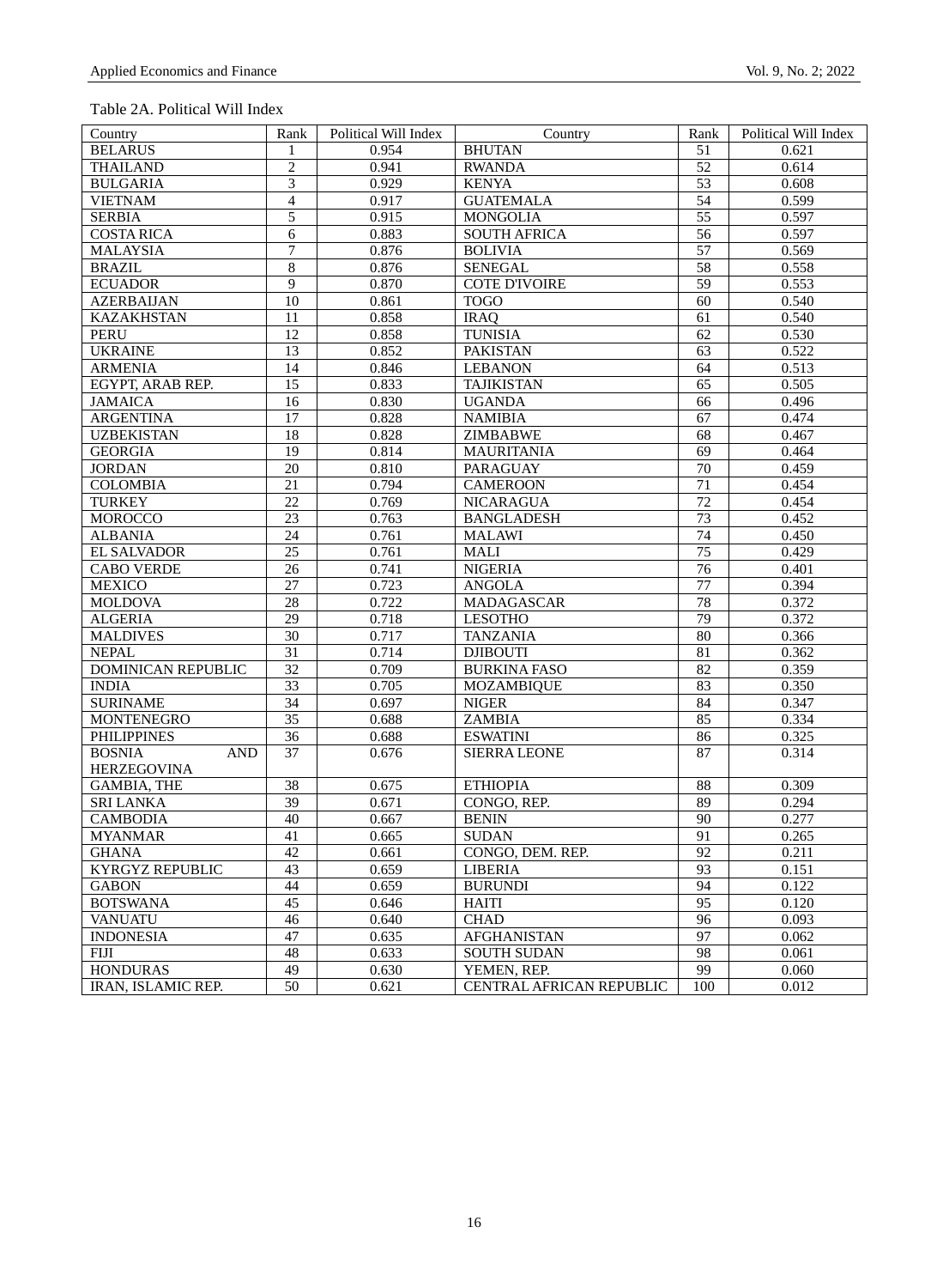Table 2A. Political Will Index

| Country | Rank | Political Will Index | Country | Rank | Political Will Index |
|---|---|---|---|---|---|
| BELARUS | 1 | 0.954 | BHUTAN | 51 | 0.621 |
| THAILAND | 2 | 0.941 | RWANDA | 52 | 0.614 |
| BULGARIA | 3 | 0.929 | KENYA | 53 | 0.608 |
| VIETNAM | 4 | 0.917 | GUATEMALA | 54 | 0.599 |
| SERBIA | 5 | 0.915 | MONGOLIA | 55 | 0.597 |
| COSTA RICA | 6 | 0.883 | SOUTH AFRICA | 56 | 0.597 |
| MALAYSIA | 7 | 0.876 | BOLIVIA | 57 | 0.569 |
| BRAZIL | 8 | 0.876 | SENEGAL | 58 | 0.558 |
| ECUADOR | 9 | 0.870 | COTE D'IVOIRE | 59 | 0.553 |
| AZERBAIJAN | 10 | 0.861 | TOGO | 60 | 0.540 |
| KAZAKHSTAN | 11 | 0.858 | IRAQ | 61 | 0.540 |
| PERU | 12 | 0.858 | TUNISIA | 62 | 0.530 |
| UKRAINE | 13 | 0.852 | PAKISTAN | 63 | 0.522 |
| ARMENIA | 14 | 0.846 | LEBANON | 64 | 0.513 |
| EGYPT, ARAB REP. | 15 | 0.833 | TAJIKISTAN | 65 | 0.505 |
| JAMAICA | 16 | 0.830 | UGANDA | 66 | 0.496 |
| ARGENTINA | 17 | 0.828 | NAMIBIA | 67 | 0.474 |
| UZBEKISTAN | 18 | 0.828 | ZIMBABWE | 68 | 0.467 |
| GEORGIA | 19 | 0.814 | MAURITANIA | 69 | 0.464 |
| JORDAN | 20 | 0.810 | PARAGUAY | 70 | 0.459 |
| COLOMBIA | 21 | 0.794 | CAMEROON | 71 | 0.454 |
| TURKEY | 22 | 0.769 | NICARAGUA | 72 | 0.454 |
| MOROCCO | 23 | 0.763 | BANGLADESH | 73 | 0.452 |
| ALBANIA | 24 | 0.761 | MALAWI | 74 | 0.450 |
| EL SALVADOR | 25 | 0.761 | MALI | 75 | 0.429 |
| CABO VERDE | 26 | 0.741 | NIGERIA | 76 | 0.401 |
| MEXICO | 27 | 0.723 | ANGOLA | 77 | 0.394 |
| MOLDOVA | 28 | 0.722 | MADAGASCAR | 78 | 0.372 |
| ALGERIA | 29 | 0.718 | LESOTHO | 79 | 0.372 |
| MALDIVES | 30 | 0.717 | TANZANIA | 80 | 0.366 |
| NEPAL | 31 | 0.714 | DJIBOUTI | 81 | 0.362 |
| DOMINICAN REPUBLIC | 32 | 0.709 | BURKINA FASO | 82 | 0.359 |
| INDIA | 33 | 0.705 | MOZAMBIQUE | 83 | 0.350 |
| SURINAME | 34 | 0.697 | NIGER | 84 | 0.347 |
| MONTENEGRO | 35 | 0.688 | ZAMBIA | 85 | 0.334 |
| PHILIPPINES | 36 | 0.688 | ESWATINI | 86 | 0.325 |
| BOSNIA AND HERZEGOVINA | 37 | 0.676 | SIERRA LEONE | 87 | 0.314 |
| GAMBIA, THE | 38 | 0.675 | ETHIOPIA | 88 | 0.309 |
| SRI LANKA | 39 | 0.671 | CONGO, REP. | 89 | 0.294 |
| CAMBODIA | 40 | 0.667 | BENIN | 90 | 0.277 |
| MYANMAR | 41 | 0.665 | SUDAN | 91 | 0.265 |
| GHANA | 42 | 0.661 | CONGO, DEM. REP. | 92 | 0.211 |
| KYRGYZ REPUBLIC | 43 | 0.659 | LIBERIA | 93 | 0.151 |
| GABON | 44 | 0.659 | BURUNDI | 94 | 0.122 |
| BOTSWANA | 45 | 0.646 | HAITI | 95 | 0.120 |
| VANUATU | 46 | 0.640 | CHAD | 96 | 0.093 |
| INDONESIA | 47 | 0.635 | AFGHANISTAN | 97 | 0.062 |
| FIJI | 48 | 0.633 | SOUTH SUDAN | 98 | 0.061 |
| HONDURAS | 49 | 0.630 | YEMEN, REP. | 99 | 0.060 |
| IRAN, ISLAMIC REP. | 50 | 0.621 | CENTRAL AFRICAN REPUBLIC | 100 | 0.012 |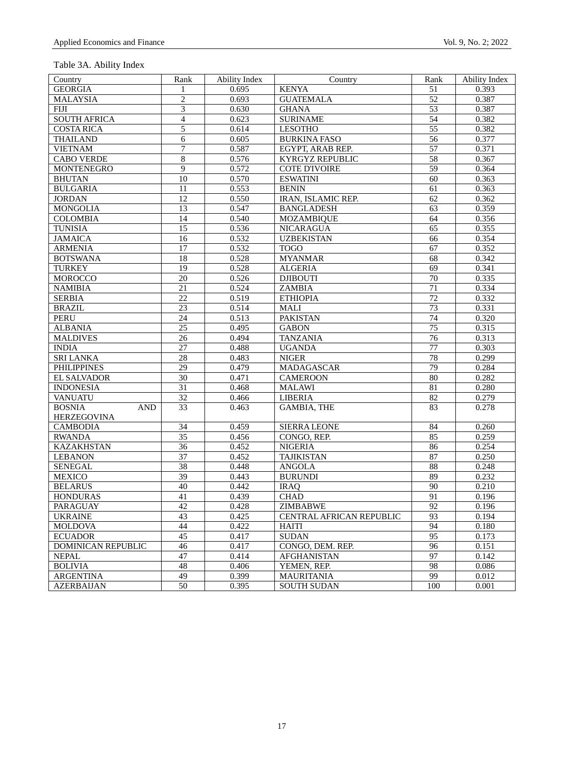Table 3A. Ability Index

| Country | Rank | Ability Index | Country | Rank | Ability Index |
|---|---|---|---|---|---|
| GEORGIA | 1 | 0.695 | KENYA | 51 | 0.393 |
| MALAYSIA | 2 | 0.693 | GUATEMALA | 52 | 0.387 |
| FIJI | 3 | 0.630 | GHANA | 53 | 0.387 |
| SOUTH AFRICA | 4 | 0.623 | SURINAME | 54 | 0.382 |
| COSTA RICA | 5 | 0.614 | LESOTHO | 55 | 0.382 |
| THAILAND | 6 | 0.605 | BURKINA FASO | 56 | 0.377 |
| VIETNAM | 7 | 0.587 | EGYPT, ARAB REP. | 57 | 0.371 |
| CABO VERDE | 8 | 0.576 | KYRGYZ REPUBLIC | 58 | 0.367 |
| MONTENEGRO | 9 | 0.572 | COTE D'IVOIRE | 59 | 0.364 |
| BHUTAN | 10 | 0.570 | ESWATINI | 60 | 0.363 |
| BULGARIA | 11 | 0.553 | BENIN | 61 | 0.363 |
| JORDAN | 12 | 0.550 | IRAN, ISLAMIC REP. | 62 | 0.362 |
| MONGOLIA | 13 | 0.547 | BANGLADESH | 63 | 0.359 |
| COLOMBIA | 14 | 0.540 | MOZAMBIQUE | 64 | 0.356 |
| TUNISIA | 15 | 0.536 | NICARAGUA | 65 | 0.355 |
| JAMAICA | 16 | 0.532 | UZBEKISTAN | 66 | 0.354 |
| ARMENIA | 17 | 0.532 | TOGO | 67 | 0.352 |
| BOTSWANA | 18 | 0.528 | MYANMAR | 68 | 0.342 |
| TURKEY | 19 | 0.528 | ALGERIA | 69 | 0.341 |
| MOROCCO | 20 | 0.526 | DJIBOUTI | 70 | 0.335 |
| NAMIBIA | 21 | 0.524 | ZAMBIA | 71 | 0.334 |
| SERBIA | 22 | 0.519 | ETHIOPIA | 72 | 0.332 |
| BRAZIL | 23 | 0.514 | MALI | 73 | 0.331 |
| PERU | 24 | 0.513 | PAKISTAN | 74 | 0.320 |
| ALBANIA | 25 | 0.495 | GABON | 75 | 0.315 |
| MALDIVES | 26 | 0.494 | TANZANIA | 76 | 0.313 |
| INDIA | 27 | 0.488 | UGANDA | 77 | 0.303 |
| SRI LANKA | 28 | 0.483 | NIGER | 78 | 0.299 |
| PHILIPPINES | 29 | 0.479 | MADAGASCAR | 79 | 0.284 |
| EL SALVADOR | 30 | 0.471 | CAMEROON | 80 | 0.282 |
| INDONESIA | 31 | 0.468 | MALAWI | 81 | 0.280 |
| VANUATU | 32 | 0.466 | LIBERIA | 82 | 0.279 |
| BOSNIA AND HERZEGOVINA | 33 | 0.463 | GAMBIA, THE | 83 | 0.278 |
| CAMBODIA | 34 | 0.459 | SIERRA LEONE | 84 | 0.260 |
| RWANDA | 35 | 0.456 | CONGO, REP. | 85 | 0.259 |
| KAZAKHSTAN | 36 | 0.452 | NIGERIA | 86 | 0.254 |
| LEBANON | 37 | 0.452 | TAJIKISTAN | 87 | 0.250 |
| SENEGAL | 38 | 0.448 | ANGOLA | 88 | 0.248 |
| MEXICO | 39 | 0.443 | BURUNDI | 89 | 0.232 |
| BELARUS | 40 | 0.442 | IRAQ | 90 | 0.210 |
| HONDURAS | 41 | 0.439 | CHAD | 91 | 0.196 |
| PARAGUAY | 42 | 0.428 | ZIMBABWE | 92 | 0.196 |
| UKRAINE | 43 | 0.425 | CENTRAL AFRICAN REPUBLIC | 93 | 0.194 |
| MOLDOVA | 44 | 0.422 | HAITI | 94 | 0.180 |
| ECUADOR | 45 | 0.417 | SUDAN | 95 | 0.173 |
| DOMINICAN REPUBLIC | 46 | 0.417 | CONGO, DEM. REP. | 96 | 0.151 |
| NEPAL | 47 | 0.414 | AFGHANISTAN | 97 | 0.142 |
| BOLIVIA | 48 | 0.406 | YEMEN, REP. | 98 | 0.086 |
| ARGENTINA | 49 | 0.399 | MAURITANIA | 99 | 0.012 |
| AZERBAIJAN | 50 | 0.395 | SOUTH SUDAN | 100 | 0.001 |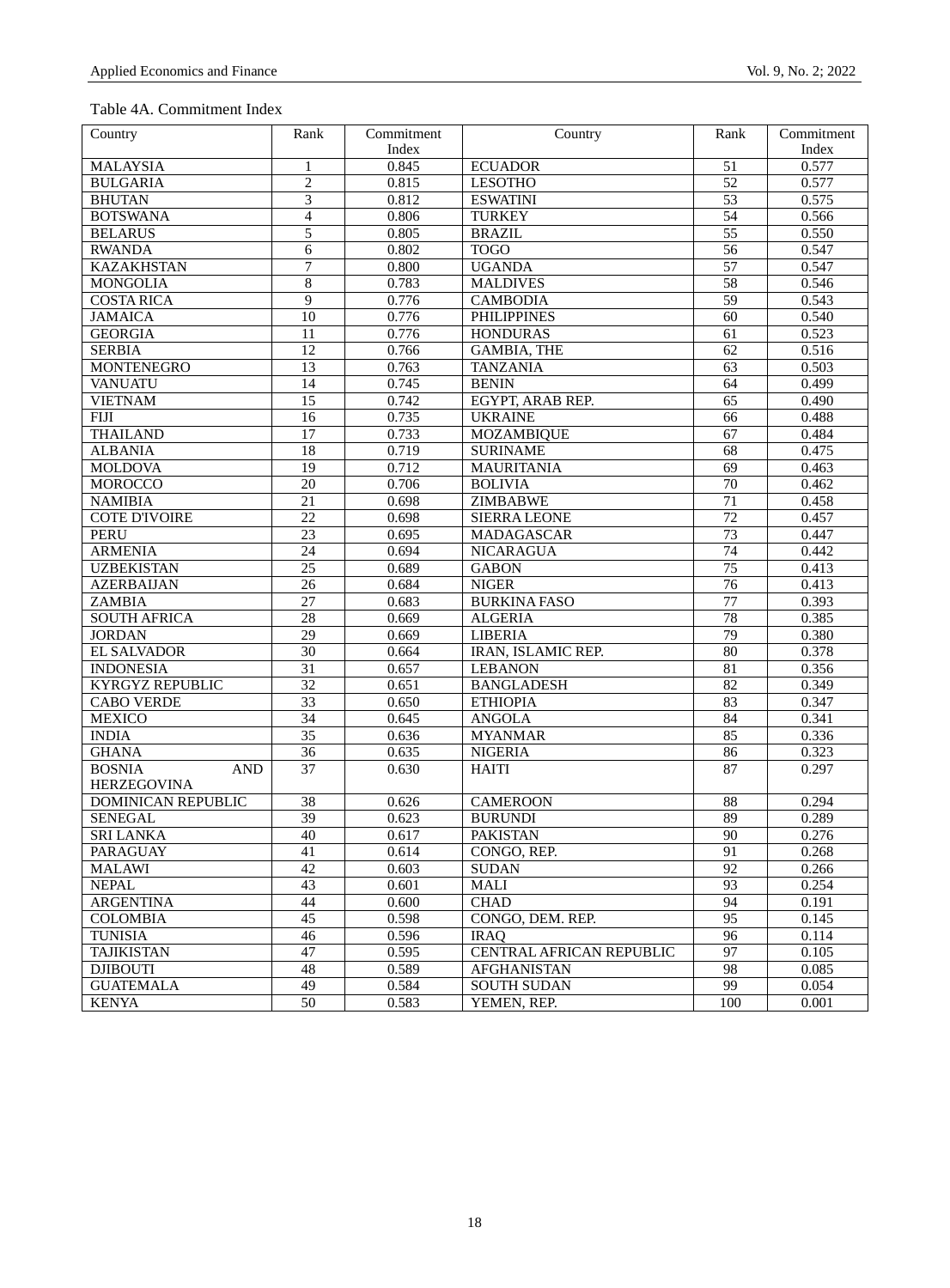Table 4A. Commitment Index

| Country | Rank | Commitment Index | Country | Rank | Commitment Index |
|---|---|---|---|---|---|
| MALAYSIA | 1 | 0.845 | ECUADOR | 51 | 0.577 |
| BULGARIA | 2 | 0.815 | LESOTHO | 52 | 0.577 |
| BHUTAN | 3 | 0.812 | ESWATINI | 53 | 0.575 |
| BOTSWANA | 4 | 0.806 | TURKEY | 54 | 0.566 |
| BELARUS | 5 | 0.805 | BRAZIL | 55 | 0.550 |
| RWANDA | 6 | 0.802 | TOGO | 56 | 0.547 |
| KAZAKHSTAN | 7 | 0.800 | UGANDA | 57 | 0.547 |
| MONGOLIA | 8 | 0.783 | MALDIVES | 58 | 0.546 |
| COSTA RICA | 9 | 0.776 | CAMBODIA | 59 | 0.543 |
| JAMAICA | 10 | 0.776 | PHILIPPINES | 60 | 0.540 |
| GEORGIA | 11 | 0.776 | HONDURAS | 61 | 0.523 |
| SERBIA | 12 | 0.766 | GAMBIA, THE | 62 | 0.516 |
| MONTENEGRO | 13 | 0.763 | TANZANIA | 63 | 0.503 |
| VANUATU | 14 | 0.745 | BENIN | 64 | 0.499 |
| VIETNAM | 15 | 0.742 | EGYPT, ARAB REP. | 65 | 0.490 |
| FIJI | 16 | 0.735 | UKRAINE | 66 | 0.488 |
| THAILAND | 17 | 0.733 | MOZAMBIQUE | 67 | 0.484 |
| ALBANIA | 18 | 0.719 | SURINAME | 68 | 0.475 |
| MOLDOVA | 19 | 0.712 | MAURITANIA | 69 | 0.463 |
| MOROCCO | 20 | 0.706 | BOLIVIA | 70 | 0.462 |
| NAMIBIA | 21 | 0.698 | ZIMBABWE | 71 | 0.458 |
| COTE D'IVOIRE | 22 | 0.698 | SIERRA LEONE | 72 | 0.457 |
| PERU | 23 | 0.695 | MADAGASCAR | 73 | 0.447 |
| ARMENIA | 24 | 0.694 | NICARAGUA | 74 | 0.442 |
| UZBEKISTAN | 25 | 0.689 | GABON | 75 | 0.413 |
| AZERBAIJAN | 26 | 0.684 | NIGER | 76 | 0.413 |
| ZAMBIA | 27 | 0.683 | BURKINA FASO | 77 | 0.393 |
| SOUTH AFRICA | 28 | 0.669 | ALGERIA | 78 | 0.385 |
| JORDAN | 29 | 0.669 | LIBERIA | 79 | 0.380 |
| EL SALVADOR | 30 | 0.664 | IRAN, ISLAMIC REP. | 80 | 0.378 |
| INDONESIA | 31 | 0.657 | LEBANON | 81 | 0.356 |
| KYRGYZ REPUBLIC | 32 | 0.651 | BANGLADESH | 82 | 0.349 |
| CABO VERDE | 33 | 0.650 | ETHIOPIA | 83 | 0.347 |
| MEXICO | 34 | 0.645 | ANGOLA | 84 | 0.341 |
| INDIA | 35 | 0.636 | MYANMAR | 85 | 0.336 |
| GHANA | 36 | 0.635 | NIGERIA | 86 | 0.323 |
| BOSNIA AND HERZEGOVINA | 37 | 0.630 | HAITI | 87 | 0.297 |
| DOMINICAN REPUBLIC | 38 | 0.626 | CAMEROON | 88 | 0.294 |
| SENEGAL | 39 | 0.623 | BURUNDI | 89 | 0.289 |
| SRI LANKA | 40 | 0.617 | PAKISTAN | 90 | 0.276 |
| PARAGUAY | 41 | 0.614 | CONGO, REP. | 91 | 0.268 |
| MALAWI | 42 | 0.603 | SUDAN | 92 | 0.266 |
| NEPAL | 43 | 0.601 | MALI | 93 | 0.254 |
| ARGENTINA | 44 | 0.600 | CHAD | 94 | 0.191 |
| COLOMBIA | 45 | 0.598 | CONGO, DEM. REP. | 95 | 0.145 |
| TUNISIA | 46 | 0.596 | IRAQ | 96 | 0.114 |
| TAJIKISTAN | 47 | 0.595 | CENTRAL AFRICAN REPUBLIC | 97 | 0.105 |
| DJIBOUTI | 48 | 0.589 | AFGHANISTAN | 98 | 0.085 |
| GUATEMALA | 49 | 0.584 | SOUTH SUDAN | 99 | 0.054 |
| KENYA | 50 | 0.583 | YEMEN, REP. | 100 | 0.001 |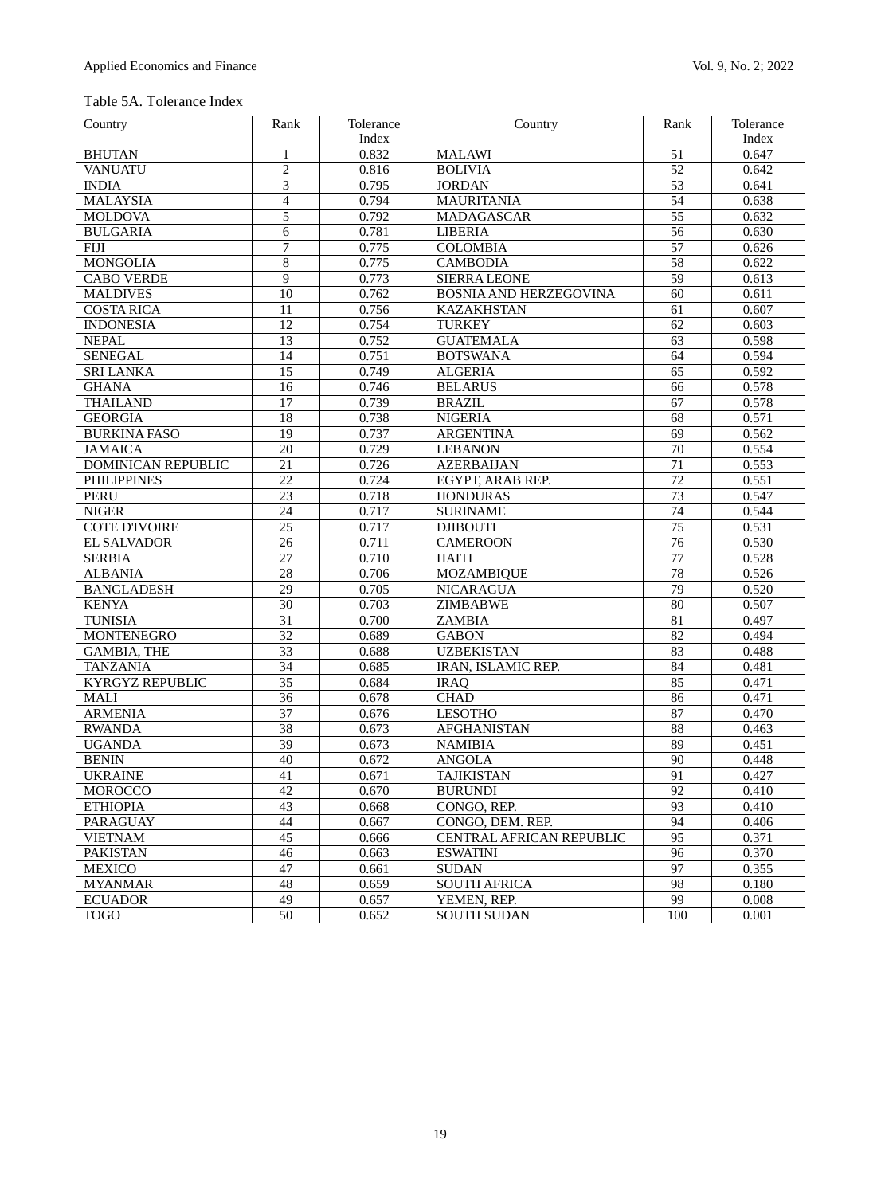Table 5A. Tolerance Index

| Country | Rank | Tolerance Index | Country | Rank | Tolerance Index |
|---|---|---|---|---|---|
| BHUTAN | 1 | 0.832 | MALAWI | 51 | 0.647 |
| VANUATU | 2 | 0.816 | BOLIVIA | 52 | 0.642 |
| INDIA | 3 | 0.795 | JORDAN | 53 | 0.641 |
| MALAYSIA | 4 | 0.794 | MAURITANIA | 54 | 0.638 |
| MOLDOVA | 5 | 0.792 | MADAGASCAR | 55 | 0.632 |
| BULGARIA | 6 | 0.781 | LIBERIA | 56 | 0.630 |
| FIJI | 7 | 0.775 | COLOMBIA | 57 | 0.626 |
| MONGOLIA | 8 | 0.775 | CAMBODIA | 58 | 0.622 |
| CABO VERDE | 9 | 0.773 | SIERRA LEONE | 59 | 0.613 |
| MALDIVES | 10 | 0.762 | BOSNIA AND HERZEGOVINA | 60 | 0.611 |
| COSTA RICA | 11 | 0.756 | KAZAKHSTAN | 61 | 0.607 |
| INDONESIA | 12 | 0.754 | TURKEY | 62 | 0.603 |
| NEPAL | 13 | 0.752 | GUATEMALA | 63 | 0.598 |
| SENEGAL | 14 | 0.751 | BOTSWANA | 64 | 0.594 |
| SRI LANKA | 15 | 0.749 | ALGERIA | 65 | 0.592 |
| GHANA | 16 | 0.746 | BELARUS | 66 | 0.578 |
| THAILAND | 17 | 0.739 | BRAZIL | 67 | 0.578 |
| GEORGIA | 18 | 0.738 | NIGERIA | 68 | 0.571 |
| BURKINA FASO | 19 | 0.737 | ARGENTINA | 69 | 0.562 |
| JAMAICA | 20 | 0.729 | LEBANON | 70 | 0.554 |
| DOMINICAN REPUBLIC | 21 | 0.726 | AZERBAIJAN | 71 | 0.553 |
| PHILIPPINES | 22 | 0.724 | EGYPT, ARAB REP. | 72 | 0.551 |
| PERU | 23 | 0.718 | HONDURAS | 73 | 0.547 |
| NIGER | 24 | 0.717 | SURINAME | 74 | 0.544 |
| COTE D'IVOIRE | 25 | 0.717 | DJIBOUTI | 75 | 0.531 |
| EL SALVADOR | 26 | 0.711 | CAMEROON | 76 | 0.530 |
| SERBIA | 27 | 0.710 | HAITI | 77 | 0.528 |
| ALBANIA | 28 | 0.706 | MOZAMBIQUE | 78 | 0.526 |
| BANGLADESH | 29 | 0.705 | NICARAGUA | 79 | 0.520 |
| KENYA | 30 | 0.703 | ZIMBABWE | 80 | 0.507 |
| TUNISIA | 31 | 0.700 | ZAMBIA | 81 | 0.497 |
| MONTENEGRO | 32 | 0.689 | GABON | 82 | 0.494 |
| GAMBIA, THE | 33 | 0.688 | UZBEKISTAN | 83 | 0.488 |
| TANZANIA | 34 | 0.685 | IRAN, ISLAMIC REP. | 84 | 0.481 |
| KYRGYZ REPUBLIC | 35 | 0.684 | IRAQ | 85 | 0.471 |
| MALI | 36 | 0.678 | CHAD | 86 | 0.471 |
| ARMENIA | 37 | 0.676 | LESOTHO | 87 | 0.470 |
| RWANDA | 38 | 0.673 | AFGHANISTAN | 88 | 0.463 |
| UGANDA | 39 | 0.673 | NAMIBIA | 89 | 0.451 |
| BENIN | 40 | 0.672 | ANGOLA | 90 | 0.448 |
| UKRAINE | 41 | 0.671 | TAJIKISTAN | 91 | 0.427 |
| MOROCCO | 42 | 0.670 | BURUNDI | 92 | 0.410 |
| ETHIOPIA | 43 | 0.668 | CONGO, REP. | 93 | 0.410 |
| PARAGUAY | 44 | 0.667 | CONGO, DEM. REP. | 94 | 0.406 |
| VIETNAM | 45 | 0.666 | CENTRAL AFRICAN REPUBLIC | 95 | 0.371 |
| PAKISTAN | 46 | 0.663 | ESWATINI | 96 | 0.370 |
| MEXICO | 47 | 0.661 | SUDAN | 97 | 0.355 |
| MYANMAR | 48 | 0.659 | SOUTH AFRICA | 98 | 0.180 |
| ECUADOR | 49 | 0.657 | YEMEN, REP. | 99 | 0.008 |
| TOGO | 50 | 0.652 | SOUTH SUDAN | 100 | 0.001 |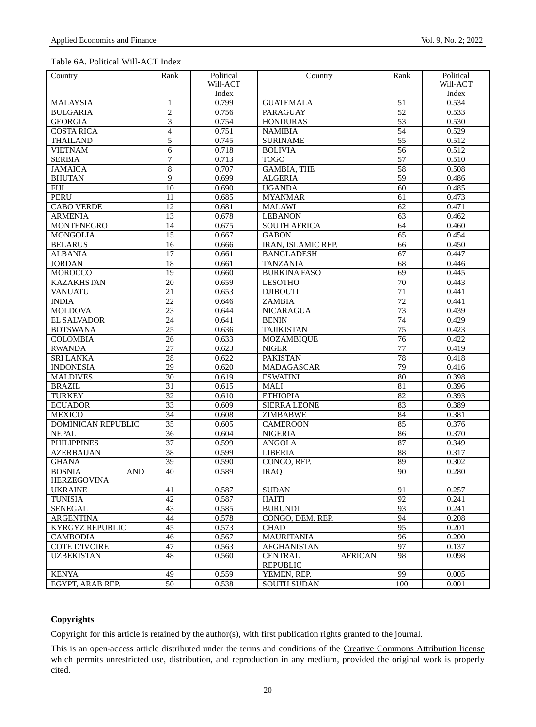Table 6A. Political Will-ACT Index

| Country | Rank | Political Will-ACT Index | Country | Rank | Political Will-ACT Index |
|---|---|---|---|---|---|
| MALAYSIA | 1 | 0.799 | GUATEMALA | 51 | 0.534 |
| BULGARIA | 2 | 0.756 | PARAGUAY | 52 | 0.533 |
| GEORGIA | 3 | 0.754 | HONDURAS | 53 | 0.530 |
| COSTA RICA | 4 | 0.751 | NAMIBIA | 54 | 0.529 |
| THAILAND | 5 | 0.745 | SURINAME | 55 | 0.512 |
| VIETNAM | 6 | 0.718 | BOLIVIA | 56 | 0.512 |
| SERBIA | 7 | 0.713 | TOGO | 57 | 0.510 |
| JAMAICA | 8 | 0.707 | GAMBIA, THE | 58 | 0.508 |
| BHUTAN | 9 | 0.699 | ALGERIA | 59 | 0.486 |
| FIJI | 10 | 0.690 | UGANDA | 60 | 0.485 |
| PERU | 11 | 0.685 | MYANMAR | 61 | 0.473 |
| CABO VERDE | 12 | 0.681 | MALAWI | 62 | 0.471 |
| ARMENIA | 13 | 0.678 | LEBANON | 63 | 0.462 |
| MONTENEGRO | 14 | 0.675 | SOUTH AFRICA | 64 | 0.460 |
| MONGOLIA | 15 | 0.667 | GABON | 65 | 0.454 |
| BELARUS | 16 | 0.666 | IRAN, ISLAMIC REP. | 66 | 0.450 |
| ALBANIA | 17 | 0.661 | BANGLADESH | 67 | 0.447 |
| JORDAN | 18 | 0.661 | TANZANIA | 68 | 0.446 |
| MOROCCO | 19 | 0.660 | BURKINA FASO | 69 | 0.445 |
| KAZAKHSTAN | 20 | 0.659 | LESOTHO | 70 | 0.443 |
| VANUATU | 21 | 0.653 | DJIBOUTI | 71 | 0.441 |
| INDIA | 22 | 0.646 | ZAMBIA | 72 | 0.441 |
| MOLDOVA | 23 | 0.644 | NICARAGUA | 73 | 0.439 |
| EL SALVADOR | 24 | 0.641 | BENIN | 74 | 0.429 |
| BOTSWANA | 25 | 0.636 | TAJIKISTAN | 75 | 0.423 |
| COLOMBIA | 26 | 0.633 | MOZAMBIQUE | 76 | 0.422 |
| RWANDA | 27 | 0.623 | NIGER | 77 | 0.419 |
| SRI LANKA | 28 | 0.622 | PAKISTAN | 78 | 0.418 |
| INDONESIA | 29 | 0.620 | MADAGASCAR | 79 | 0.416 |
| MALDIVES | 30 | 0.619 | ESWATINI | 80 | 0.398 |
| BRAZIL | 31 | 0.615 | MALI | 81 | 0.396 |
| TURKEY | 32 | 0.610 | ETHIOPIA | 82 | 0.393 |
| ECUADOR | 33 | 0.609 | SIERRA LEONE | 83 | 0.389 |
| MEXICO | 34 | 0.608 | ZIMBABWE | 84 | 0.381 |
| DOMINICAN REPUBLIC | 35 | 0.605 | CAMEROON | 85 | 0.376 |
| NEPAL | 36 | 0.604 | NIGERIA | 86 | 0.370 |
| PHILIPPINES | 37 | 0.599 | ANGOLA | 87 | 0.349 |
| AZERBAIJAN | 38 | 0.599 | LIBERIA | 88 | 0.317 |
| GHANA | 39 | 0.590 | CONGO, REP. | 89 | 0.302 |
| BOSNIA AND HERZEGOVINA | 40 | 0.589 | IRAQ | 90 | 0.280 |
| UKRAINE | 41 | 0.587 | SUDAN | 91 | 0.257 |
| TUNISIA | 42 | 0.587 | HAITI | 92 | 0.241 |
| SENEGAL | 43 | 0.585 | BURUNDI | 93 | 0.241 |
| ARGENTINA | 44 | 0.578 | CONGO, DEM. REP. | 94 | 0.208 |
| KYRGYZ REPUBLIC | 45 | 0.573 | CHAD | 95 | 0.201 |
| CAMBODIA | 46 | 0.567 | MAURITANIA | 96 | 0.200 |
| COTE D'IVOIRE | 47 | 0.563 | AFGHANISTAN | 97 | 0.137 |
| UZBEKISTAN | 48 | 0.560 | CENTRAL AFRICAN REPUBLIC | 98 | 0.098 |
| KENYA | 49 | 0.559 | YEMEN, REP. | 99 | 0.005 |
| EGYPT, ARAB REP. | 50 | 0.538 | SOUTH SUDAN | 100 | 0.001 |

## Copyrights

Copyright for this article is retained by the author(s), with first publication rights granted to the journal.

This is an open-access article distributed under the terms and conditions of the Creative Commons Attribution license which permits unrestricted use, distribution, and reproduction in any medium, provided the original work is properly cited.